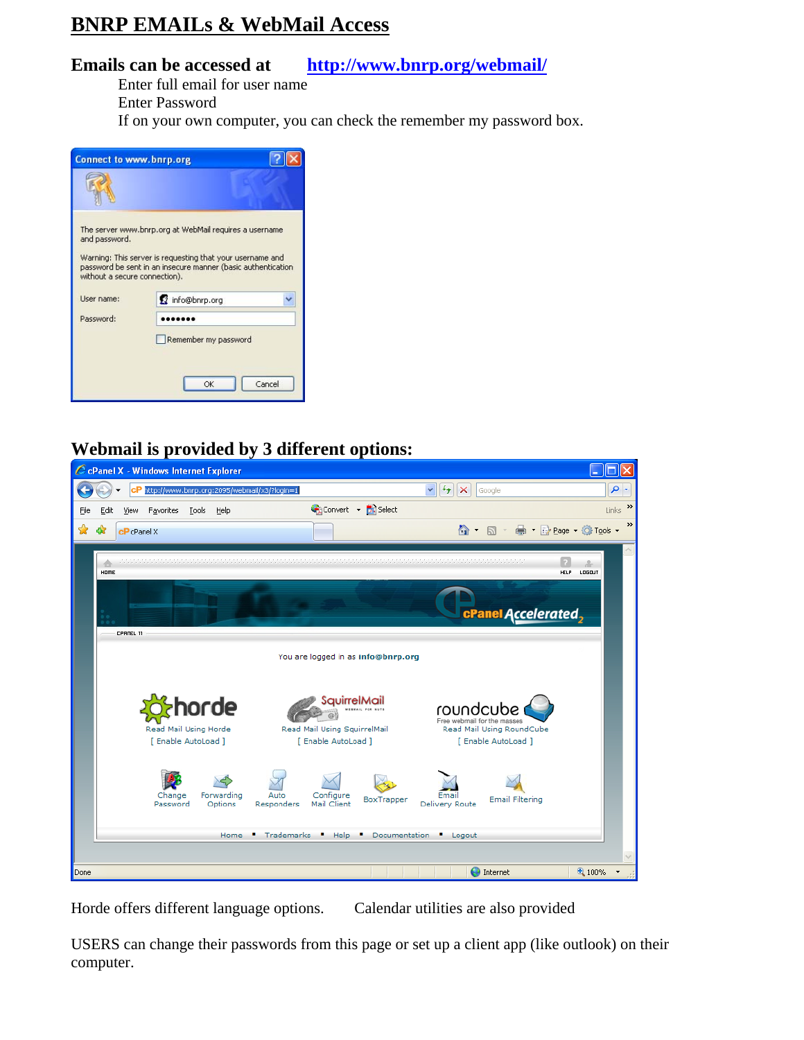# BNRP EMAILs & WebMail Access

**Emails can be accessed at** **http://www.bnrp.org/webmail/**

Enter full email for user name

Enter Password

If on your own computer, you can check the remember my password box.

## Webmail is provided by 3 different options:

Horde offers different language options. Calendar utilities are also provided

USERS can change their passwords from this page or set up a client app (like outlook) on their computer.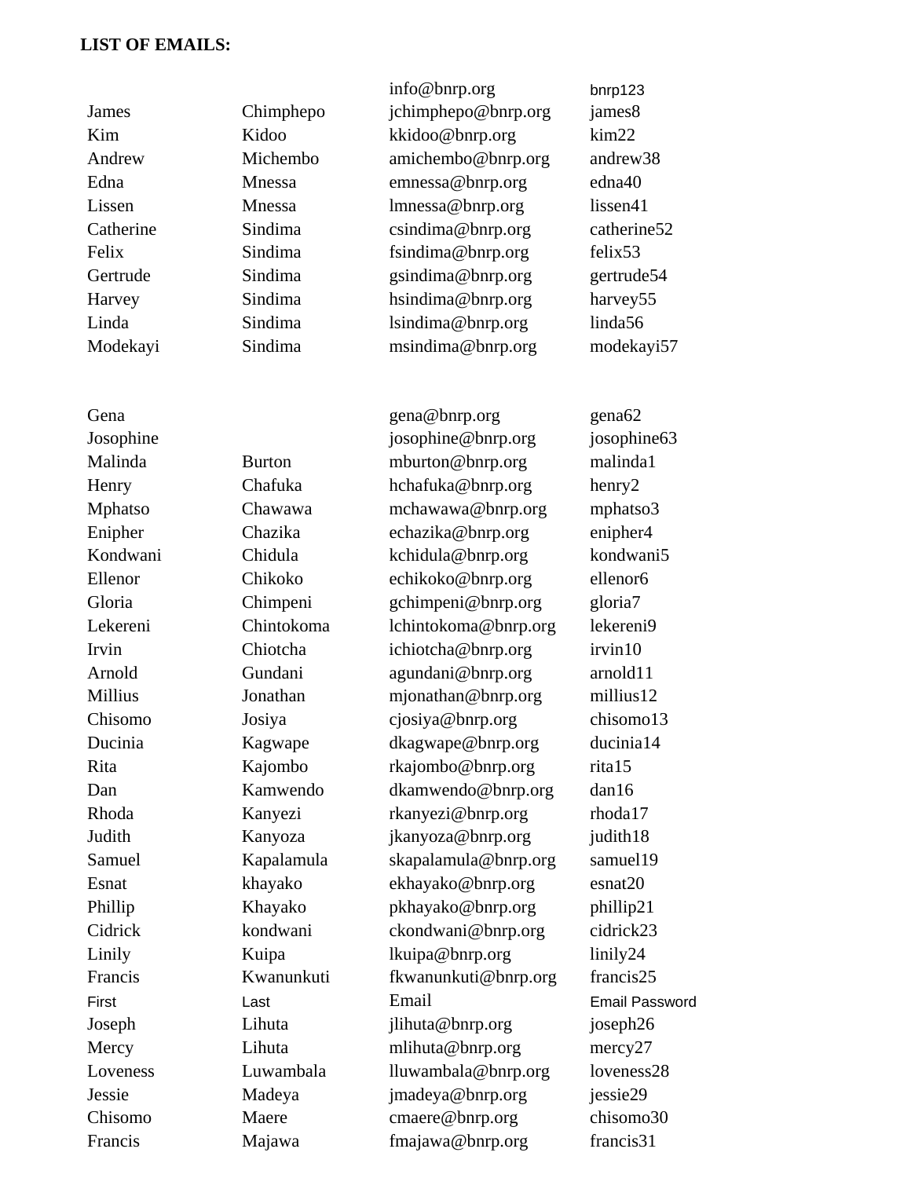**LIST OF EMAILS:**

| | | | |
|---|---|---|---|
| | | info@bnrp.org | bnrp123 |
| James | Chimphepo | jchimphepo@bnrp.org | james8 |
| Kim | Kidoo | kkidoo@bnrp.org | kim22 |
| Andrew | Michembo | amichembo@bnrp.org | andrew38 |
| Edna | Mnessa | emnessa@bnrp.org | edna40 |
| Lissen | Mnessa | lmnessa@bnrp.org | lissen41 |
| Catherine | Sindima | csindima@bnrp.org | catherine52 |
| Felix | Sindima | fsindima@bnrp.org | felix53 |
| Gertrude | Sindima | gsindima@bnrp.org | gertrude54 |
| Harvey | Sindima | hsindima@bnrp.org | harvey55 |
| Linda | Sindima | lsindima@bnrp.org | linda56 |
| Modekayi | Sindima | msindima@bnrp.org | modekayi57 |
| | | | |
| Gena | | gena@bnrp.org | gena62 |
| Josophine | | josophine@bnrp.org | josophine63 |
| Malinda | Burton | mburton@bnrp.org | malinda1 |
| Henry | Chafuka | hchafuka@bnrp.org | henry2 |
| Mphatso | Chawawa | mchawawa@bnrp.org | mphatso3 |
| Enipher | Chazika | echazika@bnrp.org | enipher4 |
| Kondwani | Chidula | kchidula@bnrp.org | kondwani5 |
| Ellenor | Chikoko | echikoko@bnrp.org | ellenor6 |
| Gloria | Chimpeni | gchimpeni@bnrp.org | gloria7 |
| Lekereni | Chintokoma | lchintokoma@bnrp.org | lekereni9 |
| Irvin | Chiotcha | ichiotcha@bnrp.org | irvin10 |
| Arnold | Gundani | agundani@bnrp.org | arnold11 |
| Millius | Jonathan | mjonathan@bnrp.org | millius12 |
| Chisomo | Josiya | cjosiya@bnrp.org | chisomo13 |
| Ducinia | Kagwape | dkagwape@bnrp.org | ducinia14 |
| Rita | Kajombo | rkajombo@bnrp.org | rita15 |
| Dan | Kamwendo | dkamwendo@bnrp.org | dan16 |
| Rhoda | Kanyezi | rkanyezi@bnrp.org | rhoda17 |
| Judith | Kanyoza | jkanyoza@bnrp.org | judith18 |
| Samuel | Kapalamula | skapalamula@bnrp.org | samuel19 |
| Esnat | khayako | ekhayako@bnrp.org | esnat20 |
| Phillip | Khayako | pkhayako@bnrp.org | phillip21 |
| Cidrick | kondwani | ckondwani@bnrp.org | cidrick23 |
| Linily | Kuipa | lkuipa@bnrp.org | linily24 |
| Francis | Kwanunkuti | fkwanunkuti@bnrp.org | francis25 |
| First | Last | Email | Email Password |
| Joseph | Lihuta | jlihuta@bnrp.org | joseph26 |
| Mercy | Lihuta | mlihuta@bnrp.org | mercy27 |
| Loveness | Luwambala | lluwambala@bnrp.org | loveness28 |
| Jessie | Madeya | jmadeya@bnrp.org | jessie29 |
| Chisomo | Maere | cmaere@bnrp.org | chisomo30 |
| Francis | Majawa | fmajawa@bnrp.org | francis31 |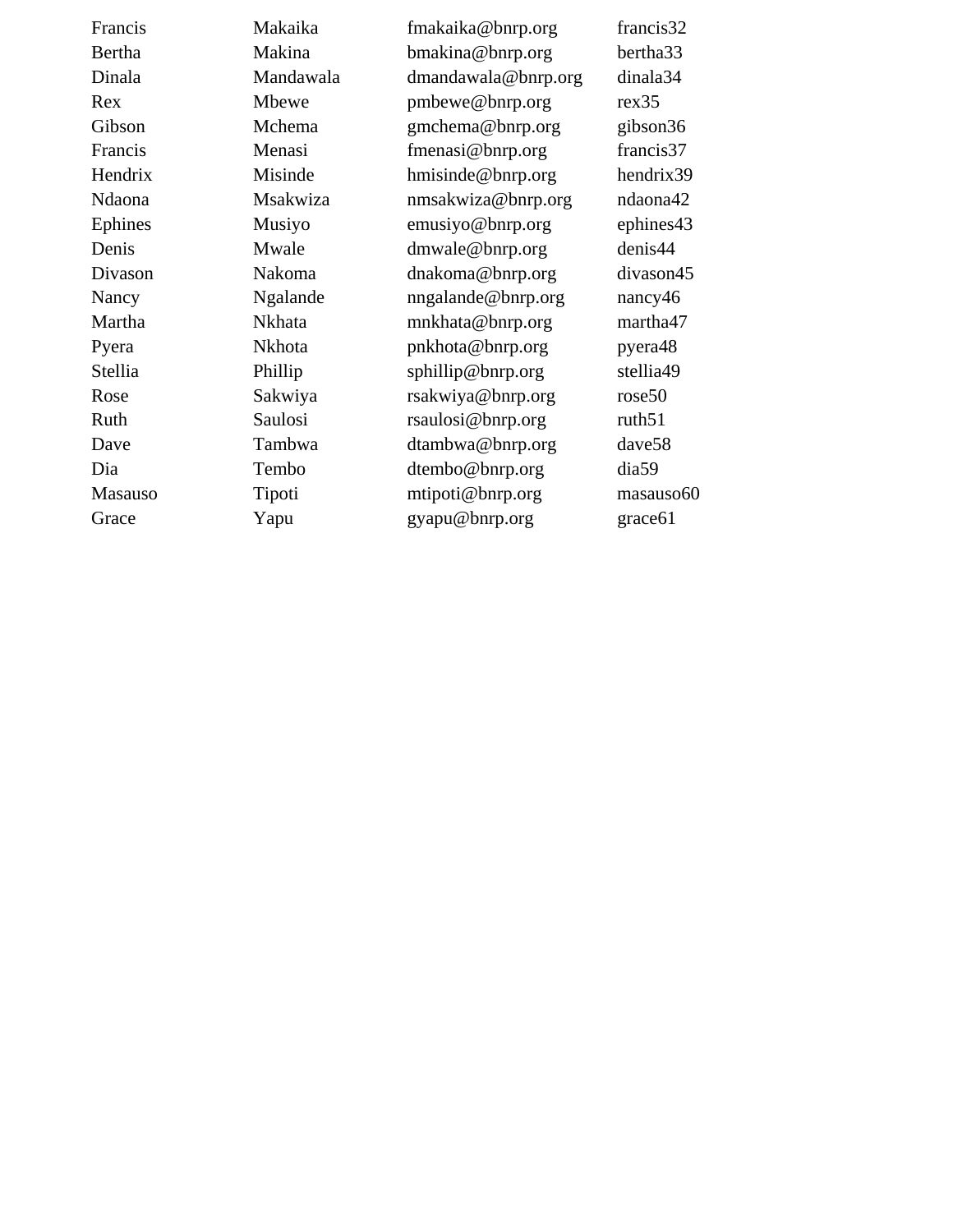| | | | |
|---|---|---|---|
| Francis | Makaika | fmakaika@bnrp.org | francis32 |
| Bertha | Makina | bmakina@bnrp.org | bertha33 |
| Dinala | Mandawala | dmandawala@bnrp.org | dinala34 |
| Rex | Mbewe | pmbewe@bnrp.org | rex35 |
| Gibson | Mchema | gmchema@bnrp.org | gibson36 |
| Francis | Menasi | fmenasi@bnrp.org | francis37 |
| Hendrix | Misinde | hmisinde@bnrp.org | hendrix39 |
| Ndaona | Msakwiza | nmsakwiza@bnrp.org | ndaona42 |
| Ephines | Musiyo | emusiyo@bnrp.org | ephines43 |
| Denis | Mwale | dmwale@bnrp.org | denis44 |
| Divason | Nakoma | dnakoma@bnrp.org | divason45 |
| Nancy | Ngalande | nngalande@bnrp.org | nancy46 |
| Martha | Nkhata | mnkhata@bnrp.org | martha47 |
| Pyera | Nkhota | pnkhota@bnrp.org | pyera48 |
| Stellia | Phillip | sphillip@bnrp.org | stellia49 |
| Rose | Sakwiya | rsakwiya@bnrp.org | rose50 |
| Ruth | Saulosi | rsaulosi@bnrp.org | ruth51 |
| Dave | Tambwa | dtambwa@bnrp.org | dave58 |
| Dia | Tembo | dtembo@bnrp.org | dia59 |
| Masauso | Tipoti | mtipoti@bnrp.org | masauso60 |
| Grace | Yapu | gyapu@bnrp.org | grace61 |